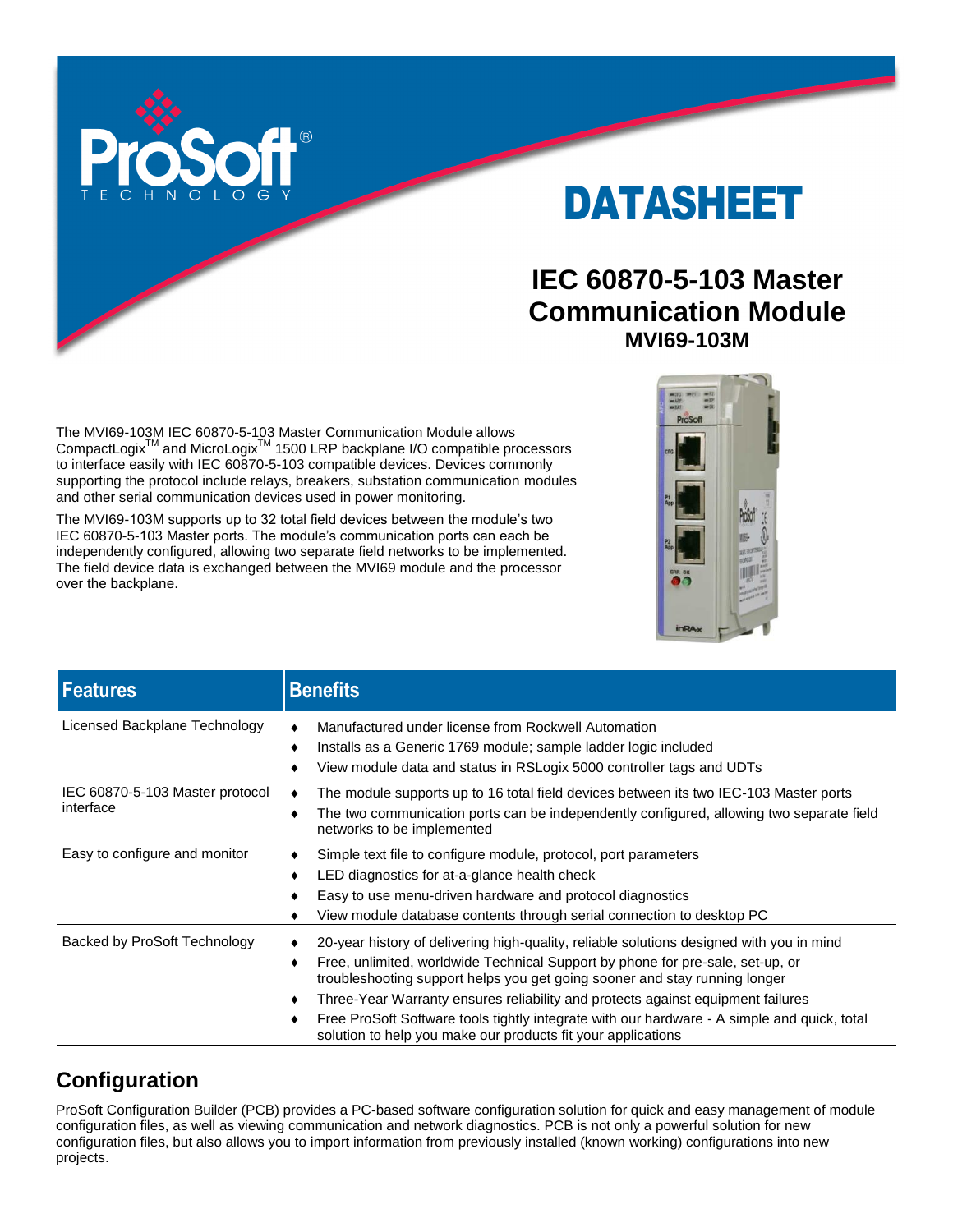# DATASHEET

## IEC 60870-5-103 Master Communication Module

### MVI69-103M

The MVI69-103M IEC 60870-5-103 Master Communication Module allows CompactLogix™ and MicroLogix™ 1500 LRP backplane I/O compatible processors to interface easily with IEC 60870-5-103 compatible devices. Devices commonly supporting the protocol include relays, breakers, substation communication modules and other serial communication devices used in power monitoring.

The MVI69-103M supports up to 32 total field devices between the module's two IEC 60870-5-103 Master ports. The module's communication ports can each be independently configured, allowing two separate field networks to be implemented. The field device data is exchanged between the MVI69 module and the processor over the backplane.

| Features | Benefits |
|---|---|
| Licensed Backplane Technology | ♦ Manufactured under license from Rockwell Automation<br>♦ Installs as a Generic 1769 module; sample ladder logic included<br>♦ View module data and status in RSLogix 5000 controller tags and UDTs |
| IEC 60870-5-103 Master protocol interface | ♦ The module supports up to 16 total field devices between its two IEC-103 Master ports<br>♦ The two communication ports can be independently configured, allowing two separate field networks to be implemented |
| Easy to configure and monitor | ♦ Simple text file to configure module, protocol, port parameters<br>♦ LED diagnostics for at-a-glance health check<br>♦ Easy to use menu-driven hardware and protocol diagnostics<br>♦ View module database contents through serial connection to desktop PC |
| Backed by ProSoft Technology | ♦ 20-year history of delivering high-quality, reliable solutions designed with you in mind<br>♦ Free, unlimited, worldwide Technical Support by phone for pre-sale, set-up, or troubleshooting support helps you get going sooner and stay running longer<br>♦ Three-Year Warranty ensures reliability and protects against equipment failures<br>♦ Free ProSoft Software tools tightly integrate with our hardware - A simple and quick, total solution to help you make our products fit your applications |

## Configuration

ProSoft Configuration Builder (PCB) provides a PC-based software configuration solution for quick and easy management of module configuration files, as well as viewing communication and network diagnostics. PCB is not only a powerful solution for new configuration files, but also allows you to import information from previously installed (known working) configurations into new projects.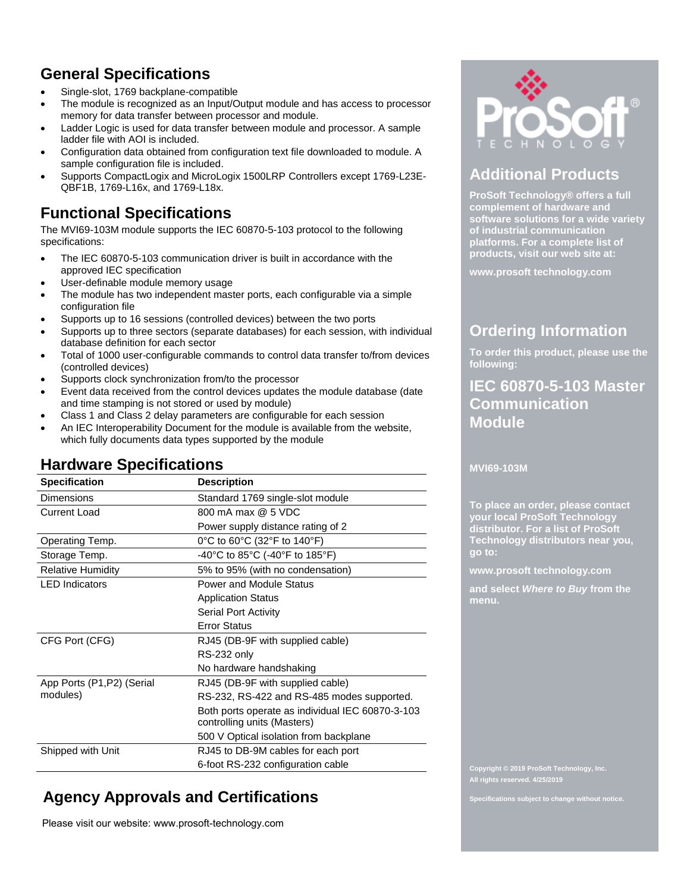## General Specifications

- Single-slot, 1769 backplane-compatible
- The module is recognized as an Input/Output module and has access to processor memory for data transfer between processor and module.
- Ladder Logic is used for data transfer between module and processor. A sample ladder file with AOI is included.
- Configuration data obtained from configuration text file downloaded to module. A sample configuration file is included.
- Supports CompactLogix and MicroLogix 1500LRP Controllers except 1769-L23E-QBF1B, 1769-L16x, and 1769-L18x.

## Functional Specifications

The MVI69-103M module supports the IEC 60870-5-103 protocol to the following specifications:

- The IEC 60870-5-103 communication driver is built in accordance with the approved IEC specification
- User-definable module memory usage
- The module has two independent master ports, each configurable via a simple configuration file
- Supports up to 16 sessions (controlled devices) between the two ports
- Supports up to three sectors (separate databases) for each session, with individual database definition for each sector
- Total of 1000 user-configurable commands to control data transfer to/from devices (controlled devices)
- Supports clock synchronization from/to the processor
- Event data received from the control devices updates the module database (date and time stamping is not stored or used by module)
- Class 1 and Class 2 delay parameters are configurable for each session
- An IEC Interoperability Document for the module is available from the website, which fully documents data types supported by the module

## Hardware Specifications

| Specification | Description |
|---|---|
| Dimensions | Standard 1769 single-slot module |
| Current Load | 800 mA max @ 5 VDC |
| | Power supply distance rating of 2 |
| Operating Temp. | 0°C to 60°C (32°F to 140°F) |
| Storage Temp. | -40°C to 85°C (-40°F to 185°F) |
| Relative Humidity | 5% to 95% (with no condensation) |
| LED Indicators | Power and Module Status |
| | Application Status |
| | Serial Port Activity |
| | Error Status |
| CFG Port (CFG) | RJ45 (DB-9F with supplied cable) |
| | RS-232 only |
| | No hardware handshaking |
| App Ports (P1,P2) (Serial modules) | RJ45 (DB-9F with supplied cable) |
| | RS-232, RS-422 and RS-485 modes supported. |
| | Both ports operate as individual IEC 60870-3-103 controlling units (Masters) |
| | 500 V Optical isolation from backplane |
| Shipped with Unit | RJ45 to DB-9M cables for each port |
| | 6-foot RS-232 configuration cable |

## Agency Approvals and Certifications

Please visit our website: www.prosoft-technology.com

ProSoft TECHNOLOGY

## Additional Products

**ProSoft Technology® offers a full complement of hardware and software solutions for a wide variety of industrial communication platforms. For a complete list of products, visit our web site at:**

**www.prosoft technology.com**

## Ordering Information

**To order this product, please use the following:**

## IEC 60870-5-103 Master Communication Module

**MVI69-103M**

**To place an order, please contact your local ProSoft Technology distributor. For a list of ProSoft Technology distributors near you, go to:**

**www.prosoft technology.com**

**and select *Where to Buy* from the menu.**

Copyright © 2019 ProSoft Technology, Inc. All rights reserved. 4/25/2019

Specifications subject to change without notice.